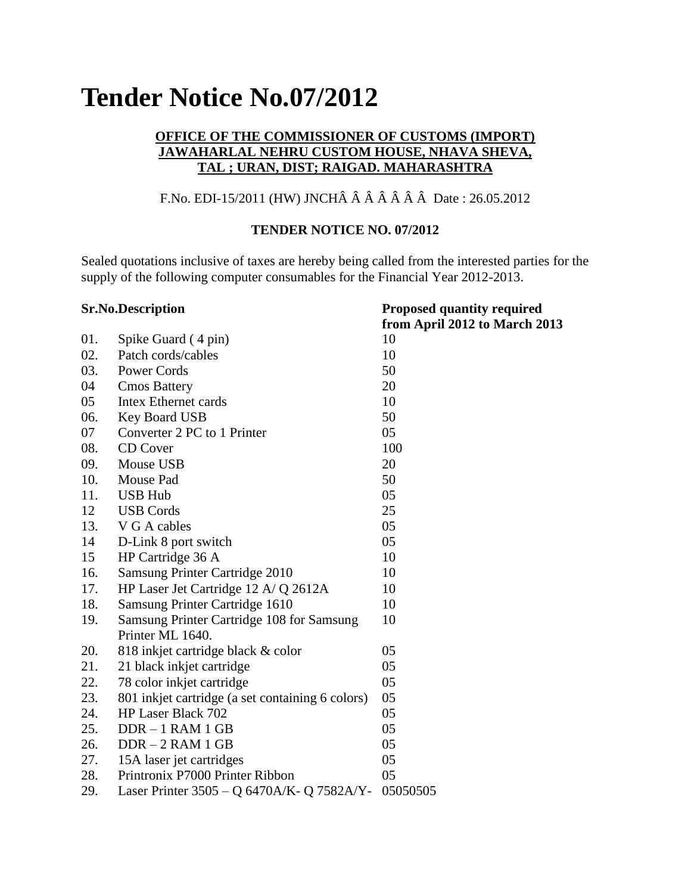# Tender Notice No.07/2012

**OFFICE OF THE COMMISSIONER OF CUSTOMS (IMPORT)**
**JAWAHARLAL NEHRU CUSTOM HOUSE, NHAVA SHEVA,**
**TAL ; URAN, DIST; RAIGAD. MAHARASHTRA**

F.No. EDI-15/2011 (HW) JNCHÂ Â Â Â Â Â Â Date : 26.05.2012

**TENDER NOTICE NO. 07/2012**

Sealed quotations inclusive of taxes are hereby being called from the interested parties for the supply of the following computer consumables for the Financial Year 2012-2013.

| Sr.No. | Description | Proposed quantity required from April 2012 to March 2013 |
|---|---|---|
| 01. | Spike Guard ( 4 pin) | 10 |
| 02. | Patch cords/cables | 10 |
| 03. | Power Cords | 50 |
| 04 | Cmos Battery | 20 |
| 05 | Intex Ethernet cards | 10 |
| 06. | Key Board USB | 50 |
| 07 | Converter 2 PC to 1 Printer | 05 |
| 08. | CD Cover | 100 |
| 09. | Mouse USB | 20 |
| 10. | Mouse Pad | 50 |
| 11. | USB Hub | 05 |
| 12 | USB Cords | 25 |
| 13. | V G A cables | 05 |
| 14 | D-Link 8 port switch | 05 |
| 15 | HP Cartridge 36 A | 10 |
| 16. | Samsung Printer Cartridge 2010 | 10 |
| 17. | HP Laser Jet Cartridge 12 A/ Q 2612A | 10 |
| 18. | Samsung Printer Cartridge 1610 | 10 |
| 19. | Samsung Printer Cartridge 108 for Samsung Printer ML 1640. | 10 |
| 20. | 818 inkjet cartridge black & color | 05 |
| 21. | 21 black inkjet cartridge | 05 |
| 22. | 78 color inkjet cartridge | 05 |
| 23. | 801 inkjet cartridge (a set containing 6 colors) | 05 |
| 24. | HP Laser Black 702 | 05 |
| 25. | DDR – 1 RAM 1 GB | 05 |
| 26. | DDR – 2 RAM 1 GB | 05 |
| 27. | 15A laser jet cartridges | 05 |
| 28. | Printronix P7000 Printer Ribbon | 05 |
| 29. | Laser Printer 3505 – Q 6470A/K- Q 7582A/Y- | 05050505 |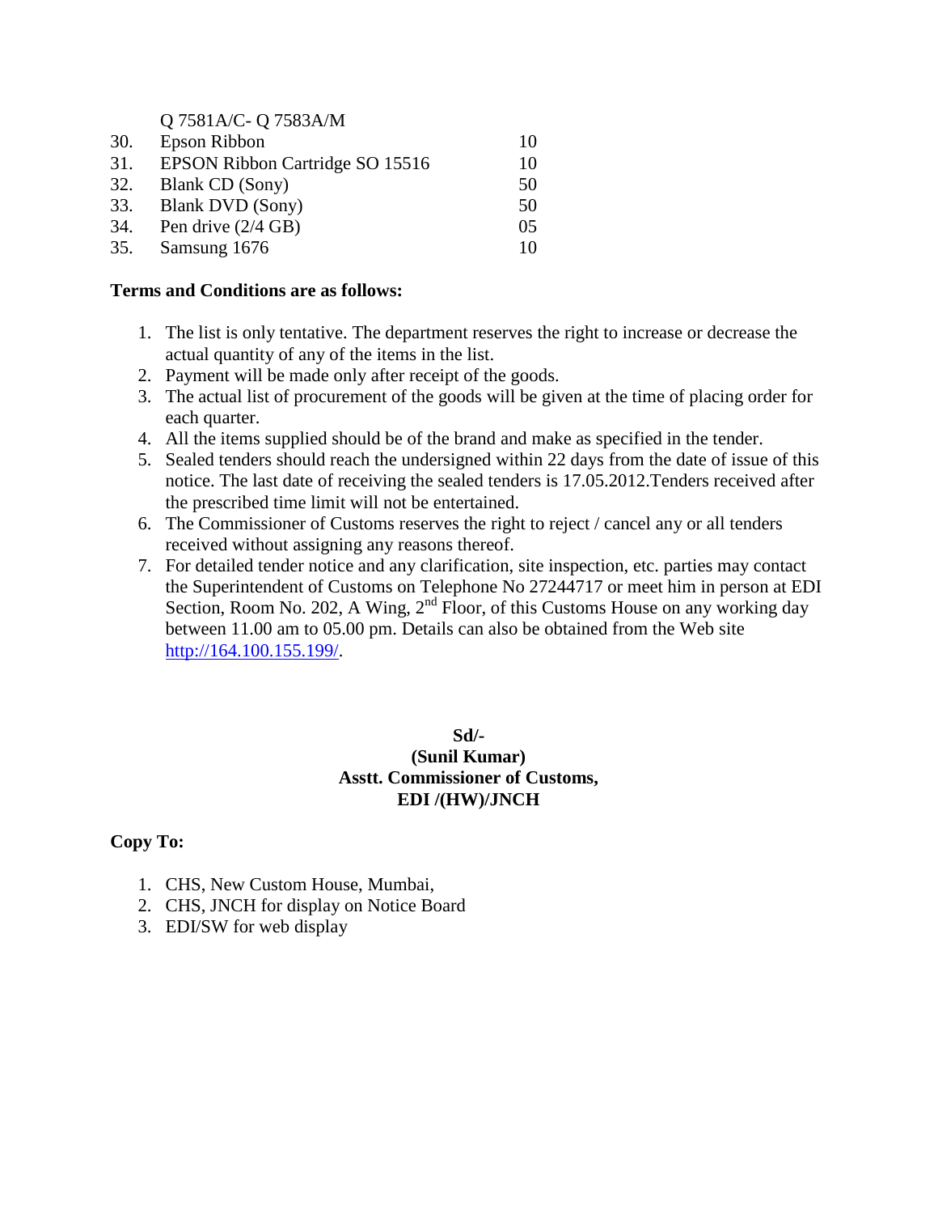| | | |
|---|---|---|
| | Q 7581A/C- Q 7583A/M | |
| 30. | Epson Ribbon | 10 |
| 31. | EPSON Ribbon Cartridge SO 15516 | 10 |
| 32. | Blank CD (Sony) | 50 |
| 33. | Blank DVD (Sony) | 50 |
| 34. | Pen drive (2/4 GB) | 05 |
| 35. | Samsung 1676 | 10 |

**Terms and Conditions are as follows:**

1. The list is only tentative. The department reserves the right to increase or decrease the actual quantity of any of the items in the list.
2. Payment will be made only after receipt of the goods.
3. The actual list of procurement of the goods will be given at the time of placing order for each quarter.
4. All the items supplied should be of the brand and make as specified in the tender.
5. Sealed tenders should reach the undersigned within 22 days from the date of issue of this notice. The last date of receiving the sealed tenders is 17.05.2012.Tenders received after the prescribed time limit will not be entertained.
6. The Commissioner of Customs reserves the right to reject / cancel any or all tenders received without assigning any reasons thereof.
7. For detailed tender notice and any clarification, site inspection, etc. parties may contact the Superintendent of Customs on Telephone No 27244717 or meet him in person at EDI Section, Room No. 202, A Wing, 2nd Floor, of this Customs House on any working day between 11.00 am to 05.00 pm. Details can also be obtained from the Web site http://164.100.155.199/.

**Sd/-**
**(Sunil Kumar)**
**Asstt. Commissioner of Customs,**
**EDI /(HW)/JNCH**

**Copy To:**

1. CHS, New Custom House, Mumbai,
2. CHS, JNCH for display on Notice Board
3. EDI/SW for web display